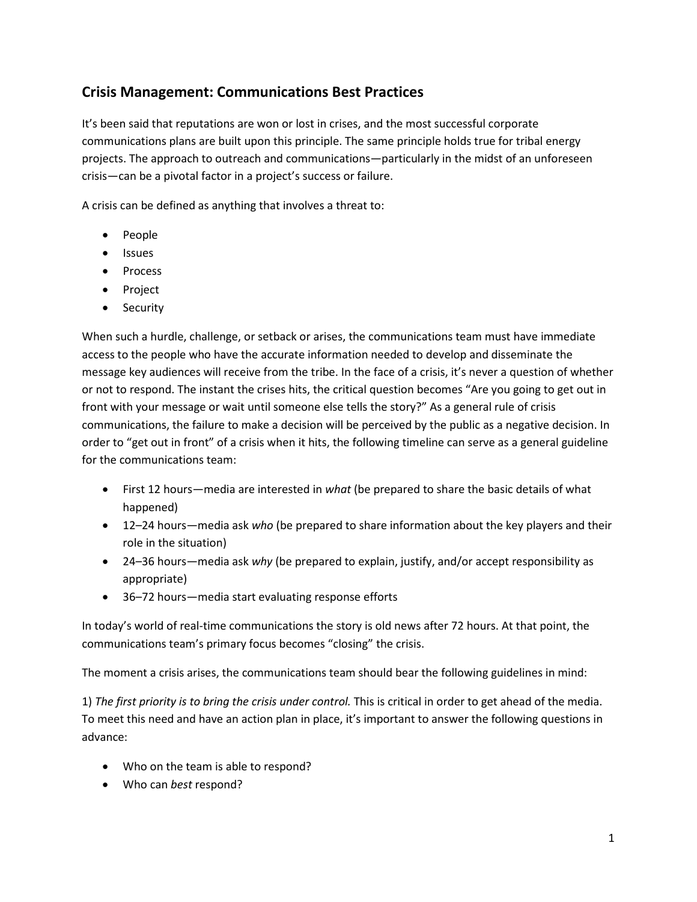## Crisis Management: Communications Best Practices

It's been said that reputations are won or lost in crises, and the most successful corporate communications plans are built upon this principle. The same principle holds true for tribal energy projects. The approach to outreach and communications—particularly in the midst of an unforeseen crisis—can be a pivotal factor in a project's success or failure.

A crisis can be defined as anything that involves a threat to:

- People
- Issues
- Process
- Project
- Security

When such a hurdle, challenge, or setback or arises, the communications team must have immediate access to the people who have the accurate information needed to develop and disseminate the message key audiences will receive from the tribe. In the face of a crisis, it's never a question of whether or not to respond. The instant the crises hits, the critical question becomes "Are you going to get out in front with your message or wait until someone else tells the story?" As a general rule of crisis communications, the failure to make a decision will be perceived by the public as a negative decision. In order to "get out in front" of a crisis when it hits, the following timeline can serve as a general guideline for the communications team:

- First 12 hours—media are interested in *what* (be prepared to share the basic details of what happened)
- 12–24 hours—media ask *who* (be prepared to share information about the key players and their role in the situation)
- 24–36 hours—media ask *why* (be prepared to explain, justify, and/or accept responsibility as appropriate)
- 36–72 hours—media start evaluating response efforts

In today's world of real-time communications the story is old news after 72 hours. At that point, the communications team's primary focus becomes "closing" the crisis.

The moment a crisis arises, the communications team should bear the following guidelines in mind:

1) *The first priority is to bring the crisis under control.* This is critical in order to get ahead of the media. To meet this need and have an action plan in place, it's important to answer the following questions in advance:

- Who on the team is able to respond?
- Who can *best* respond?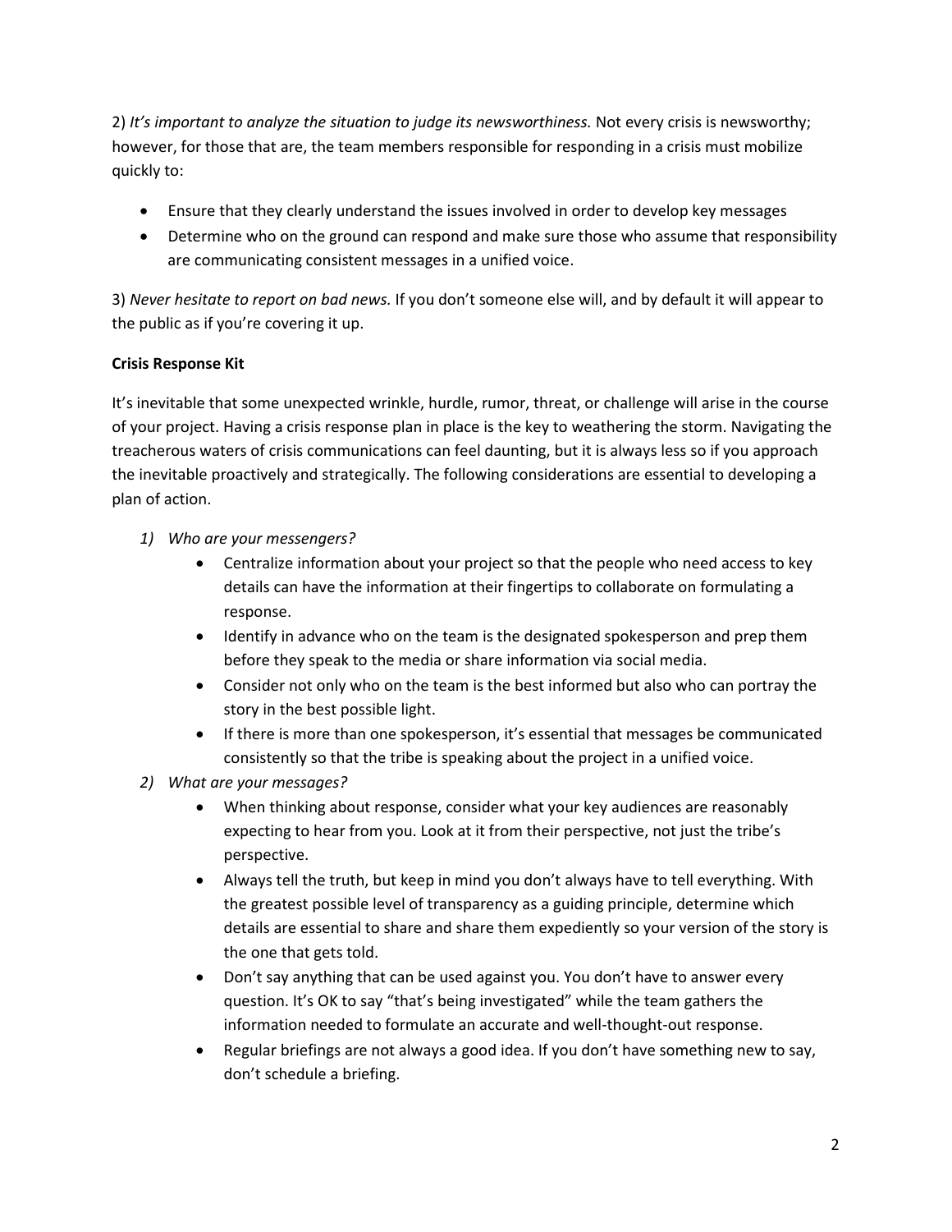2) *It's important to analyze the situation to judge its newsworthiness.* Not every crisis is newsworthy; however, for those that are, the team members responsible for responding in a crisis must mobilize quickly to:

- Ensure that they clearly understand the issues involved in order to develop key messages
- Determine who on the ground can respond and make sure those who assume that responsibility are communicating consistent messages in a unified voice.

3) *Never hesitate to report on bad news.* If you don't someone else will, and by default it will appear to the public as if you're covering it up.

**Crisis Response Kit**

It's inevitable that some unexpected wrinkle, hurdle, rumor, threat, or challenge will arise in the course of your project. Having a crisis response plan in place is the key to weathering the storm. Navigating the treacherous waters of crisis communications can feel daunting, but it is always less so if you approach the inevitable proactively and strategically. The following considerations are essential to developing a plan of action.

1) *Who are your messengers?*
    - Centralize information about your project so that the people who need access to key details can have the information at their fingertips to collaborate on formulating a response.
    - Identify in advance who on the team is the designated spokesperson and prep them before they speak to the media or share information via social media.
    - Consider not only who on the team is the best informed but also who can portray the story in the best possible light.
    - If there is more than one spokesperson, it's essential that messages be communicated consistently so that the tribe is speaking about the project in a unified voice.
2) *What are your messages?*
    - When thinking about response, consider what your key audiences are reasonably expecting to hear from you. Look at it from their perspective, not just the tribe's perspective.
    - Always tell the truth, but keep in mind you don't always have to tell everything. With the greatest possible level of transparency as a guiding principle, determine which details are essential to share and share them expediently so your version of the story is the one that gets told.
    - Don't say anything that can be used against you. You don't have to answer every question. It's OK to say "that's being investigated" while the team gathers the information needed to formulate an accurate and well-thought-out response.
    - Regular briefings are not always a good idea. If you don't have something new to say, don't schedule a briefing.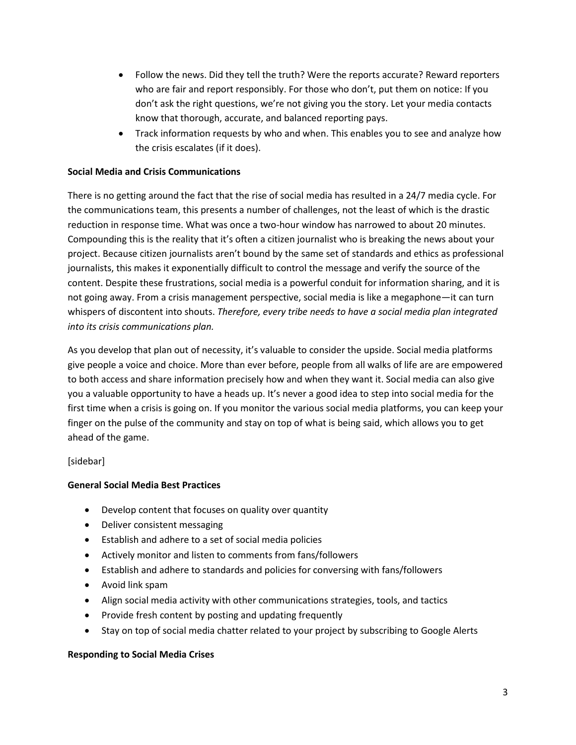- Follow the news. Did they tell the truth? Were the reports accurate? Reward reporters who are fair and report responsibly. For those who don't, put them on notice: If you don't ask the right questions, we're not giving you the story. Let your media contacts know that thorough, accurate, and balanced reporting pays.
- Track information requests by who and when. This enables you to see and analyze how the crisis escalates (if it does).

**Social Media and Crisis Communications**

There is no getting around the fact that the rise of social media has resulted in a 24/7 media cycle. For the communications team, this presents a number of challenges, not the least of which is the drastic reduction in response time. What was once a two-hour window has narrowed to about 20 minutes. Compounding this is the reality that it's often a citizen journalist who is breaking the news about your project. Because citizen journalists aren't bound by the same set of standards and ethics as professional journalists, this makes it exponentially difficult to control the message and verify the source of the content. Despite these frustrations, social media is a powerful conduit for information sharing, and it is not going away. From a crisis management perspective, social media is like a megaphone—it can turn whispers of discontent into shouts. *Therefore, every tribe needs to have a social media plan integrated into its crisis communications plan.*

As you develop that plan out of necessity, it's valuable to consider the upside. Social media platforms give people a voice and choice. More than ever before, people from all walks of life are are empowered to both access and share information precisely how and when they want it. Social media can also give you a valuable opportunity to have a heads up. It's never a good idea to step into social media for the first time when a crisis is going on. If you monitor the various social media platforms, you can keep your finger on the pulse of the community and stay on top of what is being said, which allows you to get ahead of the game.

[sidebar]

**General Social Media Best Practices**

- Develop content that focuses on quality over quantity
- Deliver consistent messaging
- Establish and adhere to a set of social media policies
- Actively monitor and listen to comments from fans/followers
- Establish and adhere to standards and policies for conversing with fans/followers
- Avoid link spam
- Align social media activity with other communications strategies, tools, and tactics
- Provide fresh content by posting and updating frequently
- Stay on top of social media chatter related to your project by subscribing to Google Alerts

**Responding to Social Media Crises**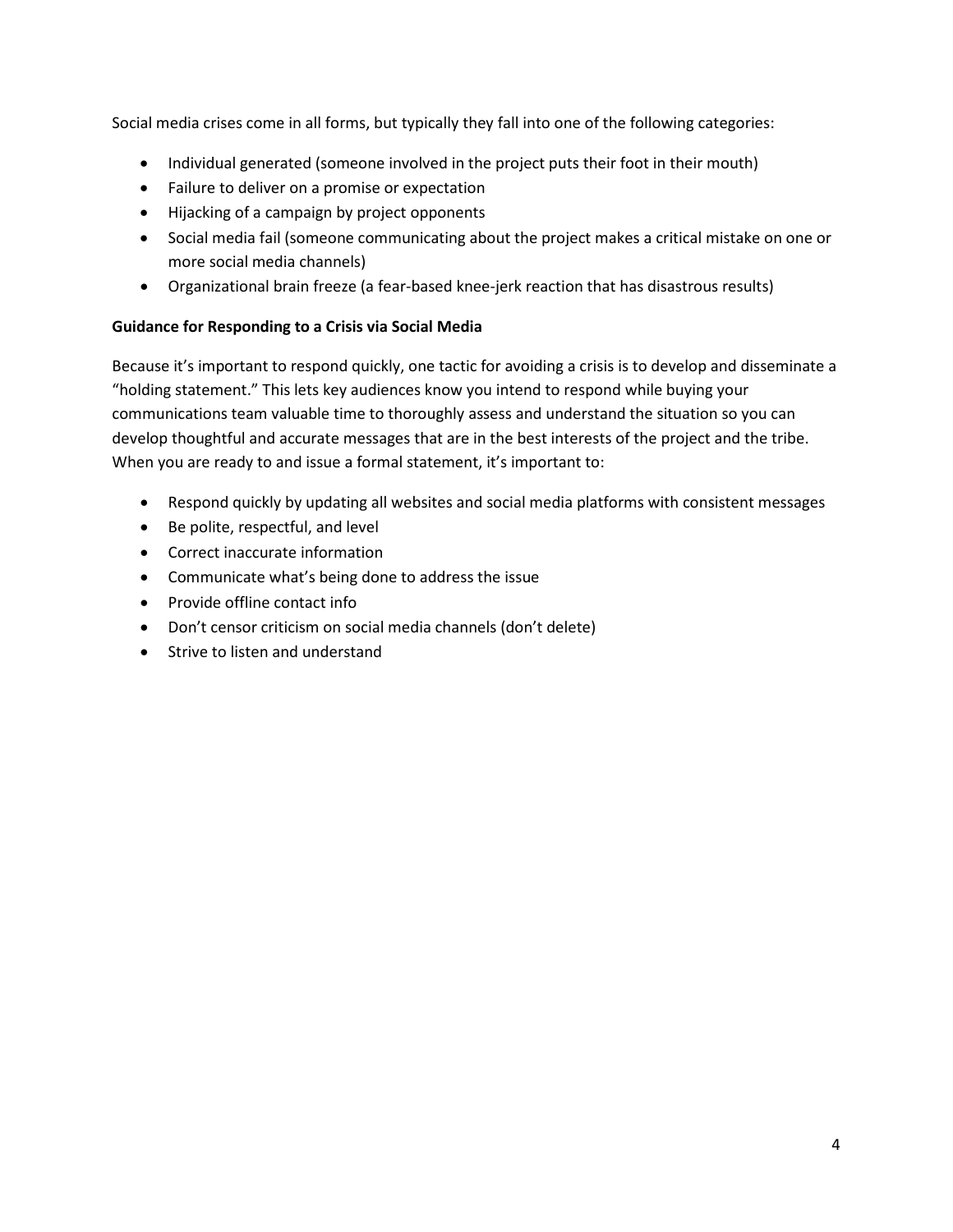Social media crises come in all forms, but typically they fall into one of the following categories:

- Individual generated (someone involved in the project puts their foot in their mouth)
- Failure to deliver on a promise or expectation
- Hijacking of a campaign by project opponents
- Social media fail (someone communicating about the project makes a critical mistake on one or more social media channels)
- Organizational brain freeze (a fear-based knee-jerk reaction that has disastrous results)

**Guidance for Responding to a Crisis via Social Media**

Because it's important to respond quickly, one tactic for avoiding a crisis is to develop and disseminate a "holding statement." This lets key audiences know you intend to respond while buying your communications team valuable time to thoroughly assess and understand the situation so you can develop thoughtful and accurate messages that are in the best interests of the project and the tribe. When you are ready to and issue a formal statement, it's important to:

- Respond quickly by updating all websites and social media platforms with consistent messages
- Be polite, respectful, and level
- Correct inaccurate information
- Communicate what's being done to address the issue
- Provide offline contact info
- Don't censor criticism on social media channels (don't delete)
- Strive to listen and understand